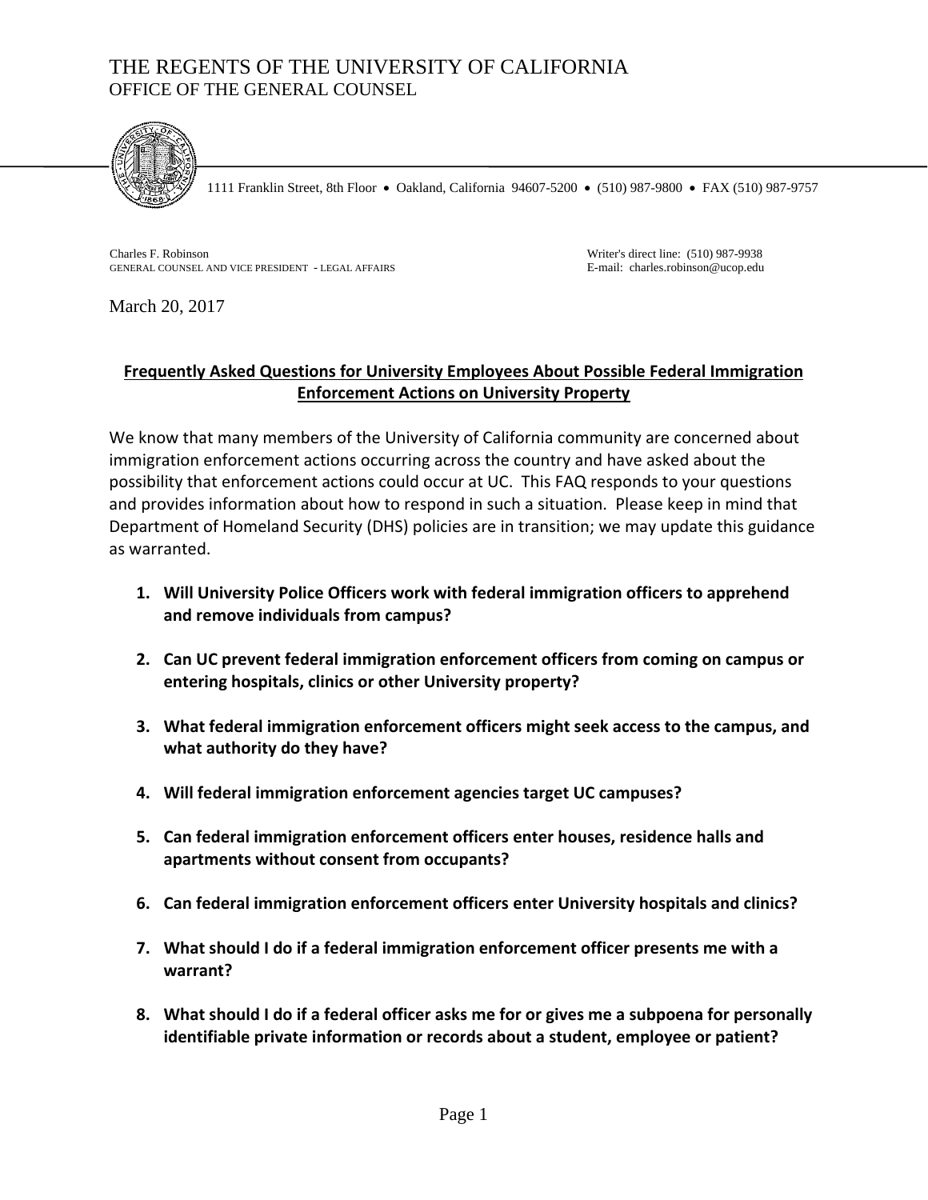# THE REGENTS OF THE UNIVERSITY OF CALIFORNIA
## OFFICE OF THE GENERAL COUNSEL

1111 Franklin Street, 8th Floor • Oakland, California 94607-5200 • (510) 987-9800 • FAX (510) 987-9757

Charles F. Robinson
GENERAL COUNSEL AND VICE PRESIDENT - LEGAL AFFAIRS

Writer's direct line: (510) 987-9938
E-mail: charles.robinson@ucop.edu

March 20, 2017

**Frequently Asked Questions for University Employees About Possible Federal Immigration Enforcement Actions on University Property**

We know that many members of the University of California community are concerned about immigration enforcement actions occurring across the country and have asked about the possibility that enforcement actions could occur at UC. This FAQ responds to your questions and provides information about how to respond in such a situation. Please keep in mind that Department of Homeland Security (DHS) policies are in transition; we may update this guidance as warranted.

1. **Will University Police Officers work with federal immigration officers to apprehend and remove individuals from campus?**

2. **Can UC prevent federal immigration enforcement officers from coming on campus or entering hospitals, clinics or other University property?**

3. **What federal immigration enforcement officers might seek access to the campus, and what authority do they have?**

4. **Will federal immigration enforcement agencies target UC campuses?**

5. **Can federal immigration enforcement officers enter houses, residence halls and apartments without consent from occupants?**

6. **Can federal immigration enforcement officers enter University hospitals and clinics?**

7. **What should I do if a federal immigration enforcement officer presents me with a warrant?**

8. **What should I do if a federal officer asks me for or gives me a subpoena for personally identifiable private information or records about a student, employee or patient?**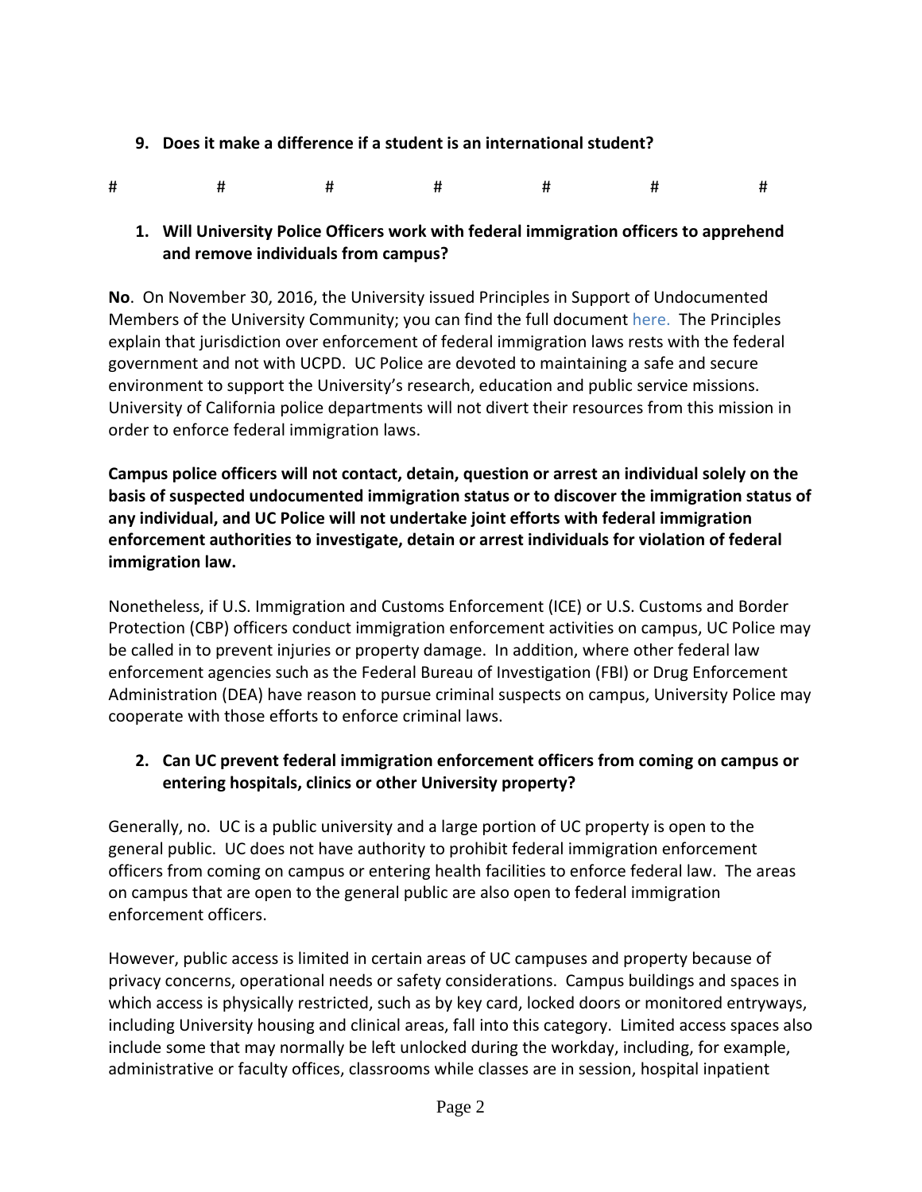9. **Does it make a difference if a student is an international student?**

#          #          #          #          #          #          #

1. **Will University Police Officers work with federal immigration officers to apprehend and remove individuals from campus?**

**No**. On November 30, 2016, the University issued Principles in Support of Undocumented Members of the University Community; you can find the full document here. The Principles explain that jurisdiction over enforcement of federal immigration laws rests with the federal government and not with UCPD. UC Police are devoted to maintaining a safe and secure environment to support the University's research, education and public service missions. University of California police departments will not divert their resources from this mission in order to enforce federal immigration laws.

**Campus police officers will not contact, detain, question or arrest an individual solely on the basis of suspected undocumented immigration status or to discover the immigration status of any individual, and UC Police will not undertake joint efforts with federal immigration enforcement authorities to investigate, detain or arrest individuals for violation of federal immigration law.**

Nonetheless, if U.S. Immigration and Customs Enforcement (ICE) or U.S. Customs and Border Protection (CBP) officers conduct immigration enforcement activities on campus, UC Police may be called in to prevent injuries or property damage. In addition, where other federal law enforcement agencies such as the Federal Bureau of Investigation (FBI) or Drug Enforcement Administration (DEA) have reason to pursue criminal suspects on campus, University Police may cooperate with those efforts to enforce criminal laws.

2. **Can UC prevent federal immigration enforcement officers from coming on campus or entering hospitals, clinics or other University property?**

Generally, no. UC is a public university and a large portion of UC property is open to the general public. UC does not have authority to prohibit federal immigration enforcement officers from coming on campus or entering health facilities to enforce federal law. The areas on campus that are open to the general public are also open to federal immigration enforcement officers.

However, public access is limited in certain areas of UC campuses and property because of privacy concerns, operational needs or safety considerations. Campus buildings and spaces in which access is physically restricted, such as by key card, locked doors or monitored entryways, including University housing and clinical areas, fall into this category. Limited access spaces also include some that may normally be left unlocked during the workday, including, for example, administrative or faculty offices, classrooms while classes are in session, hospital inpatient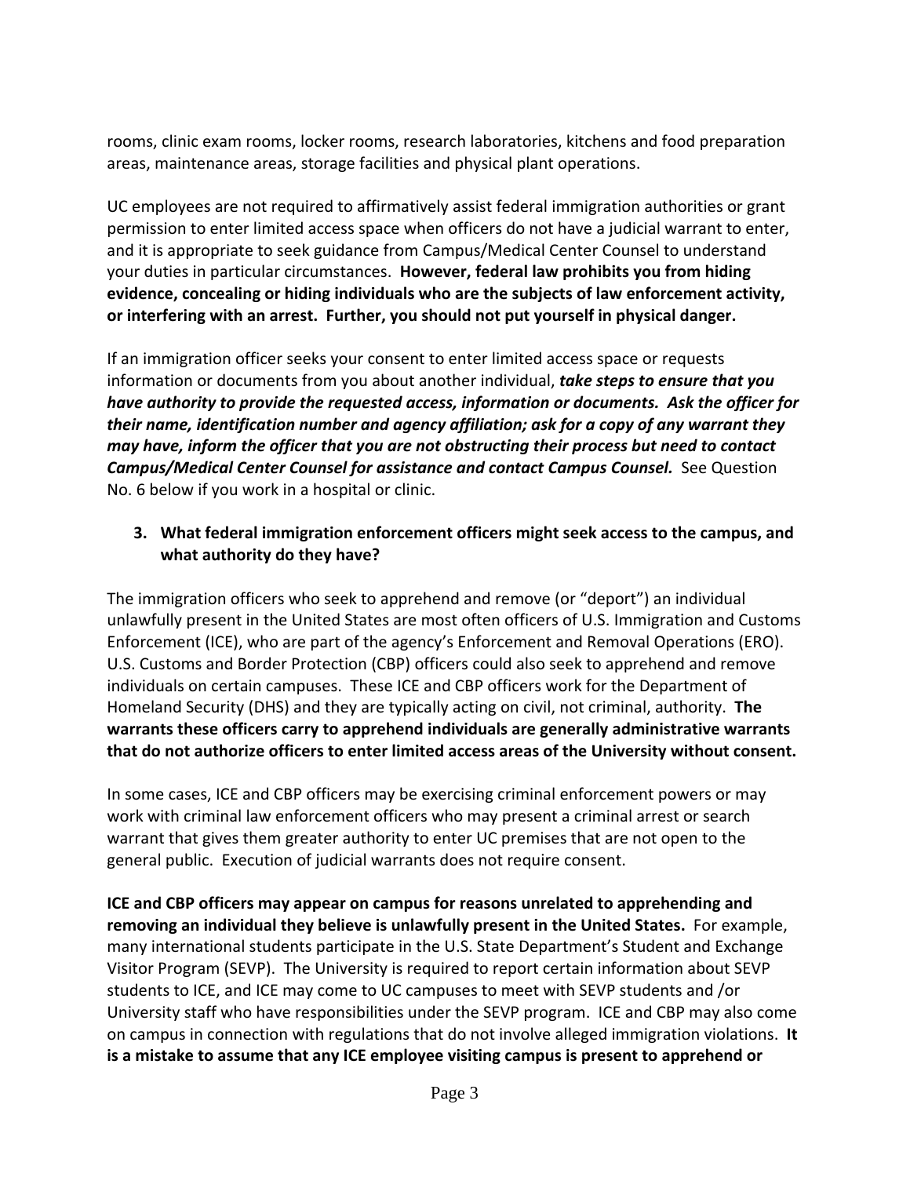rooms, clinic exam rooms, locker rooms, research laboratories, kitchens and food preparation areas, maintenance areas, storage facilities and physical plant operations.

UC employees are not required to affirmatively assist federal immigration authorities or grant permission to enter limited access space when officers do not have a judicial warrant to enter, and it is appropriate to seek guidance from Campus/Medical Center Counsel to understand your duties in particular circumstances. **However, federal law prohibits you from hiding evidence, concealing or hiding individuals who are the subjects of law enforcement activity, or interfering with an arrest. Further, you should not put yourself in physical danger.**

If an immigration officer seeks your consent to enter limited access space or requests information or documents from you about another individual, ***take steps to ensure that you have authority to provide the requested access, information or documents. Ask the officer for their name, identification number and agency affiliation; ask for a copy of any warrant they may have, inform the officer that you are not obstructing their process but need to contact Campus/Medical Center Counsel for assistance and contact Campus Counsel.*** See Question No. 6 below if you work in a hospital or clinic.

3. **What federal immigration enforcement officers might seek access to the campus, and what authority do they have?**

The immigration officers who seek to apprehend and remove (or "deport") an individual unlawfully present in the United States are most often officers of U.S. Immigration and Customs Enforcement (ICE), who are part of the agency's Enforcement and Removal Operations (ERO). U.S. Customs and Border Protection (CBP) officers could also seek to apprehend and remove individuals on certain campuses. These ICE and CBP officers work for the Department of Homeland Security (DHS) and they are typically acting on civil, not criminal, authority. **The warrants these officers carry to apprehend individuals are generally administrative warrants that do not authorize officers to enter limited access areas of the University without consent.**

In some cases, ICE and CBP officers may be exercising criminal enforcement powers or may work with criminal law enforcement officers who may present a criminal arrest or search warrant that gives them greater authority to enter UC premises that are not open to the general public. Execution of judicial warrants does not require consent.

**ICE and CBP officers may appear on campus for reasons unrelated to apprehending and removing an individual they believe is unlawfully present in the United States.** For example, many international students participate in the U.S. State Department's Student and Exchange Visitor Program (SEVP). The University is required to report certain information about SEVP students to ICE, and ICE may come to UC campuses to meet with SEVP students and /or University staff who have responsibilities under the SEVP program. ICE and CBP may also come on campus in connection with regulations that do not involve alleged immigration violations. **It is a mistake to assume that any ICE employee visiting campus is present to apprehend or**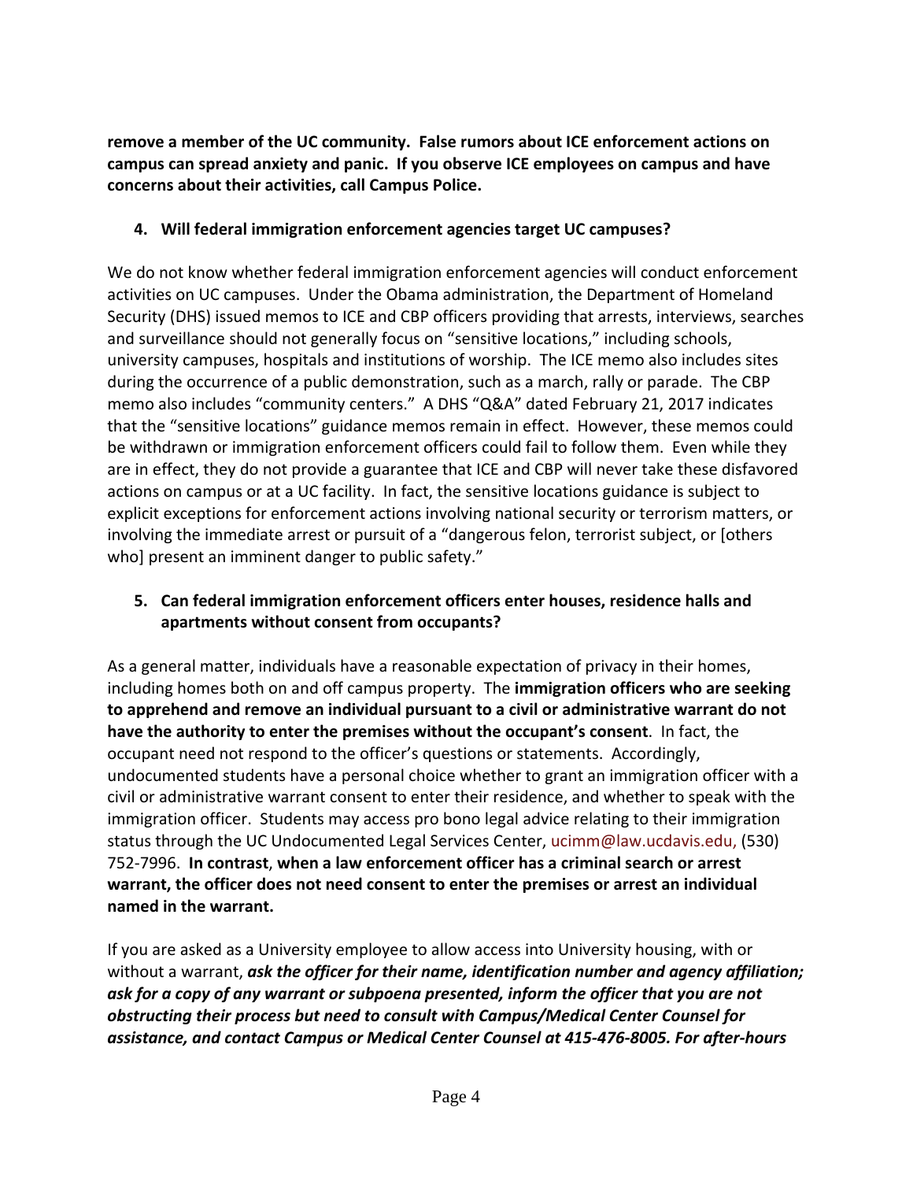**remove a member of the UC community. False rumors about ICE enforcement actions on campus can spread anxiety and panic. If you observe ICE employees on campus and have concerns about their activities, call Campus Police.**

**4. Will federal immigration enforcement agencies target UC campuses?**

We do not know whether federal immigration enforcement agencies will conduct enforcement activities on UC campuses. Under the Obama administration, the Department of Homeland Security (DHS) issued memos to ICE and CBP officers providing that arrests, interviews, searches and surveillance should not generally focus on "sensitive locations," including schools, university campuses, hospitals and institutions of worship. The ICE memo also includes sites during the occurrence of a public demonstration, such as a march, rally or parade. The CBP memo also includes "community centers." A DHS "Q&A" dated February 21, 2017 indicates that the "sensitive locations" guidance memos remain in effect. However, these memos could be withdrawn or immigration enforcement officers could fail to follow them. Even while they are in effect, they do not provide a guarantee that ICE and CBP will never take these disfavored actions on campus or at a UC facility. In fact, the sensitive locations guidance is subject to explicit exceptions for enforcement actions involving national security or terrorism matters, or involving the immediate arrest or pursuit of a "dangerous felon, terrorist subject, or [others who] present an imminent danger to public safety."

**5. Can federal immigration enforcement officers enter houses, residence halls and apartments without consent from occupants?**

As a general matter, individuals have a reasonable expectation of privacy in their homes, including homes both on and off campus property. The **immigration officers who are seeking to apprehend and remove an individual pursuant to a civil or administrative warrant do not have the authority to enter the premises without the occupant's consent**. In fact, the occupant need not respond to the officer's questions or statements. Accordingly, undocumented students have a personal choice whether to grant an immigration officer with a civil or administrative warrant consent to enter their residence, and whether to speak with the immigration officer. Students may access pro bono legal advice relating to their immigration status through the UC Undocumented Legal Services Center, ucimm@law.ucdavis.edu, (530) 752-7996. **In contrast**, **when a law enforcement officer has a criminal search or arrest warrant, the officer does not need consent to enter the premises or arrest an individual named in the warrant.**

If you are asked as a University employee to allow access into University housing, with or without a warrant, ***ask the officer for their name, identification number and agency affiliation; ask for a copy of any warrant or subpoena presented, inform the officer that you are not obstructing their process but need to consult with Campus/Medical Center Counsel for assistance, and contact Campus or Medical Center Counsel at 415-476-8005. For after-hours***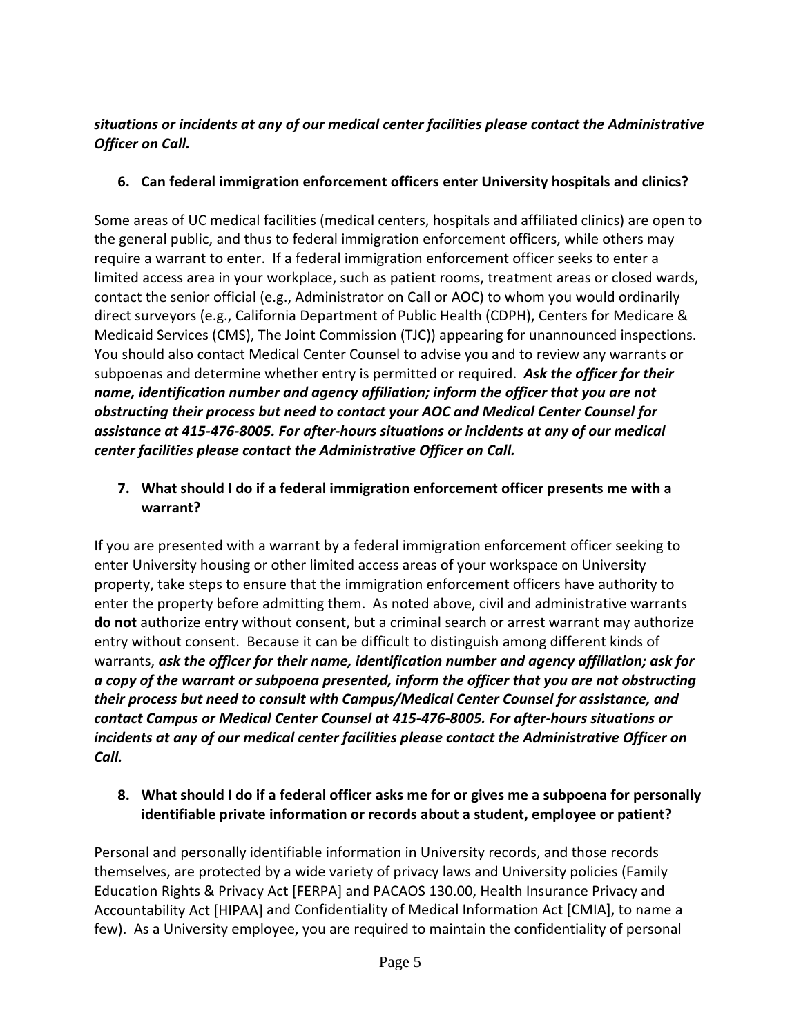***situations or incidents at any of our medical center facilities please contact the Administrative Officer on Call.***

**6. Can federal immigration enforcement officers enter University hospitals and clinics?**

Some areas of UC medical facilities (medical centers, hospitals and affiliated clinics) are open to the general public, and thus to federal immigration enforcement officers, while others may require a warrant to enter. If a federal immigration enforcement officer seeks to enter a limited access area in your workplace, such as patient rooms, treatment areas or closed wards, contact the senior official (e.g., Administrator on Call or AOC) to whom you would ordinarily direct surveyors (e.g., California Department of Public Health (CDPH), Centers for Medicare & Medicaid Services (CMS), The Joint Commission (TJC)) appearing for unannounced inspections. You should also contact Medical Center Counsel to advise you and to review any warrants or subpoenas and determine whether entry is permitted or required. ***Ask the officer for their name, identification number and agency affiliation; inform the officer that you are not obstructing their process but need to contact your AOC and Medical Center Counsel for assistance at 415-476-8005. For after-hours situations or incidents at any of our medical center facilities please contact the Administrative Officer on Call.***

**7. What should I do if a federal immigration enforcement officer presents me with a warrant?**

If you are presented with a warrant by a federal immigration enforcement officer seeking to enter University housing or other limited access areas of your workspace on University property, take steps to ensure that the immigration enforcement officers have authority to enter the property before admitting them. As noted above, civil and administrative warrants **do not** authorize entry without consent, but a criminal search or arrest warrant may authorize entry without consent. Because it can be difficult to distinguish among different kinds of warrants, ***ask the officer for their name, identification number and agency affiliation; ask for a copy of the warrant or subpoena presented, inform the officer that you are not obstructing their process but need to consult with Campus/Medical Center Counsel for assistance, and contact Campus or Medical Center Counsel at 415-476-8005. For after-hours situations or incidents at any of our medical center facilities please contact the Administrative Officer on Call.***

**8. What should I do if a federal officer asks me for or gives me a subpoena for personally identifiable private information or records about a student, employee or patient?**

Personal and personally identifiable information in University records, and those records themselves, are protected by a wide variety of privacy laws and University policies (Family Education Rights & Privacy Act [FERPA] and PACAOS 130.00, Health Insurance Privacy and Accountability Act [HIPAA] and Confidentiality of Medical Information Act [CMIA], to name a few). As a University employee, you are required to maintain the confidentiality of personal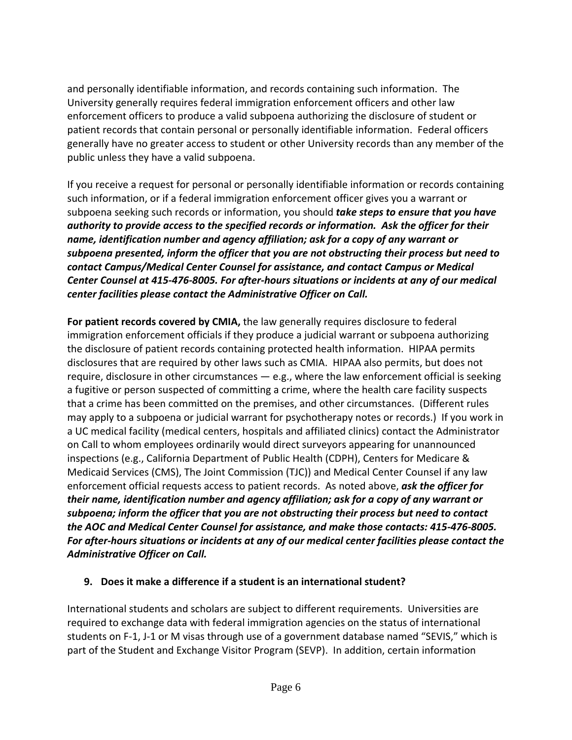and personally identifiable information, and records containing such information. The University generally requires federal immigration enforcement officers and other law enforcement officers to produce a valid subpoena authorizing the disclosure of student or patient records that contain personal or personally identifiable information. Federal officers generally have no greater access to student or other University records than any member of the public unless they have a valid subpoena.

If you receive a request for personal or personally identifiable information or records containing such information, or if a federal immigration enforcement officer gives you a warrant or subpoena seeking such records or information, you should ***take steps to ensure that you have authority to provide access to the specified records or information. Ask the officer for their name, identification number and agency affiliation; ask for a copy of any warrant or subpoena presented, inform the officer that you are not obstructing their process but need to contact Campus/Medical Center Counsel for assistance, and contact Campus or Medical Center Counsel at 415-476-8005. For after-hours situations or incidents at any of our medical center facilities please contact the Administrative Officer on Call.***

**For patient records covered by CMIA,** the law generally requires disclosure to federal immigration enforcement officials if they produce a judicial warrant or subpoena authorizing the disclosure of patient records containing protected health information. HIPAA permits disclosures that are required by other laws such as CMIA. HIPAA also permits, but does not require, disclosure in other circumstances — e.g., where the law enforcement official is seeking a fugitive or person suspected of committing a crime, where the health care facility suspects that a crime has been committed on the premises, and other circumstances. (Different rules may apply to a subpoena or judicial warrant for psychotherapy notes or records.) If you work in a UC medical facility (medical centers, hospitals and affiliated clinics) contact the Administrator on Call to whom employees ordinarily would direct surveyors appearing for unannounced inspections (e.g., California Department of Public Health (CDPH), Centers for Medicare & Medicaid Services (CMS), The Joint Commission (TJC)) and Medical Center Counsel if any law enforcement official requests access to patient records. As noted above, ***ask the officer for their name, identification number and agency affiliation; ask for a copy of any warrant or subpoena; inform the officer that you are not obstructing their process but need to contact the AOC and Medical Center Counsel for assistance, and make those contacts: 415-476-8005. For after-hours situations or incidents at any of our medical center facilities please contact the Administrative Officer on Call.***

**9. Does it make a difference if a student is an international student?**

International students and scholars are subject to different requirements. Universities are required to exchange data with federal immigration agencies on the status of international students on F-1, J-1 or M visas through use of a government database named "SEVIS," which is part of the Student and Exchange Visitor Program (SEVP). In addition, certain information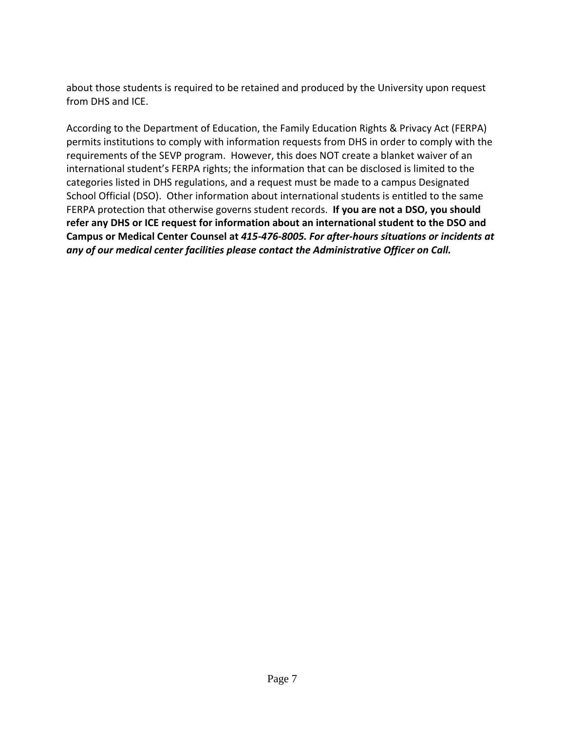about those students is required to be retained and produced by the University upon request from DHS and ICE.

According to the Department of Education, the Family Education Rights & Privacy Act (FERPA) permits institutions to comply with information requests from DHS in order to comply with the requirements of the SEVP program. However, this does NOT create a blanket waiver of an international student's FERPA rights; the information that can be disclosed is limited to the categories listed in DHS regulations, and a request must be made to a campus Designated School Official (DSO). Other information about international students is entitled to the same FERPA protection that otherwise governs student records. **If you are not a DSO, you should refer any DHS or ICE request for information about an international student to the DSO and Campus or Medical Center Counsel at *415-476-8005. For after-hours situations or incidents at any of our medical center facilities please contact the Administrative Officer on Call.***